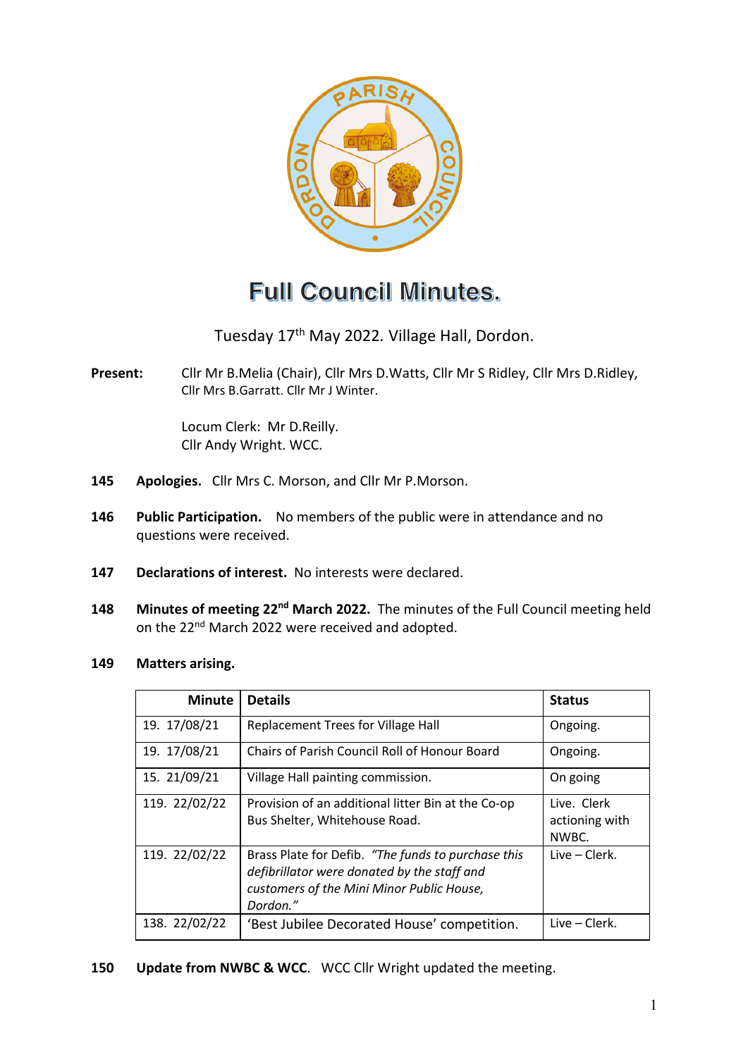# Full Council Minutes.

Tuesday 17th May 2022. Village Hall, Dordon.

**Present:** Cllr Mr B.Melia (Chair), Cllr Mrs D.Watts, Cllr Mr S Ridley, Cllr Mrs D.Ridley, Cllr Mrs B.Garratt. Cllr Mr J Winter.

Locum Clerk: Mr D.Reilly.
Cllr Andy Wright. WCC.

**145 Apologies.** Cllr Mrs C. Morson, and Cllr Mr P.Morson.

**146 Public Participation.** No members of the public were in attendance and no questions were received.

**147 Declarations of interest.** No interests were declared.

**148 Minutes of meeting 22nd March 2022.** The minutes of the Full Council meeting held on the 22nd March 2022 were received and adopted.

**149 Matters arising.**

| Minute | Details | Status |
|---|---|---|
| 19. 17/08/21 | Replacement Trees for Village Hall | Ongoing. |
| 19. 17/08/21 | Chairs of Parish Council Roll of Honour Board | Ongoing. |
| 15. 21/09/21 | Village Hall painting commission. | On going |
| 119. 22/02/22 | Provision of an additional litter Bin at the Co-op Bus Shelter, Whitehouse Road. | Live. Clerk actioning with NWBC. |
| 119. 22/02/22 | Brass Plate for Defib. *"The funds to purchase this defibrillator were donated by the staff and customers of the Mini Minor Public House, Dordon."* | Live – Clerk. |
| 138. 22/02/22 | 'Best Jubilee Decorated House' competition. | Live – Clerk. |

**150 Update from NWBC & WCC**. WCC Cllr Wright updated the meeting.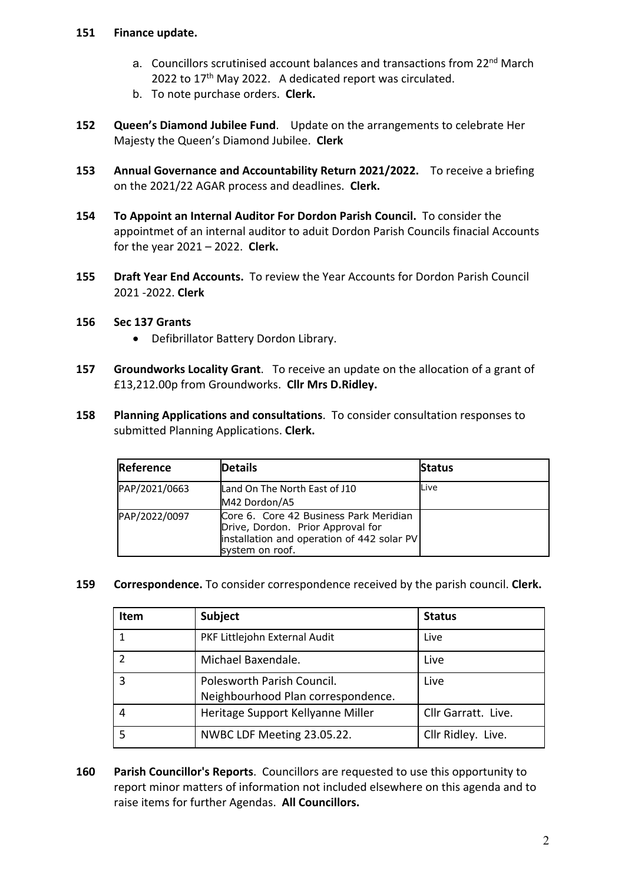**151 Finance update.**

a. Councillors scrutinised account balances and transactions from 22nd March 2022 to 17th May 2022. A dedicated report was circulated.
b. To note purchase orders. **Clerk.**

**152 Queen's Diamond Jubilee Fund**. Update on the arrangements to celebrate Her Majesty the Queen's Diamond Jubilee. **Clerk**

**153 Annual Governance and Accountability Return 2021/2022.** To receive a briefing on the 2021/22 AGAR process and deadlines. **Clerk.**

**154 To Appoint an Internal Auditor For Dordon Parish Council.** To consider the appointmet of an internal auditor to aduit Dordon Parish Councils finacial Accounts for the year 2021 – 2022. **Clerk.**

**155 Draft Year End Accounts.** To review the Year Accounts for Dordon Parish Council 2021 -2022. **Clerk**

**156 Sec 137 Grants**

- Defibrillator Battery Dordon Library.

**157 Groundworks Locality Grant**. To receive an update on the allocation of a grant of £13,212.00p from Groundworks. **Cllr Mrs D.Ridley.**

**158 Planning Applications and consultations**. To consider consultation responses to submitted Planning Applications. **Clerk.**

| Reference | Details | Status |
|---|---|---|
| PAP/2021/0663 | Land On The North East of J10 M42 Dordon/A5 | Live |
| PAP/2022/0097 | Core 6. Core 42 Business Park Meridian Drive, Dordon. Prior Approval for installation and operation of 442 solar PV system on roof. | |

**159 Correspondence.** To consider correspondence received by the parish council. **Clerk.**

| Item | Subject | Status |
|---|---|---|
| 1 | PKF Littlejohn External Audit | Live |
| 2 | Michael Baxendale. | Live |
| 3 | Polesworth Parish Council. Neighbourhood Plan correspondence. | Live |
| 4 | Heritage Support Kellyanne Miller | Cllr Garratt. Live. |
| 5 | NWBC LDF Meeting 23.05.22. | Cllr Ridley. Live. |

**160 Parish Councillor's Reports**. Councillors are requested to use this opportunity to report minor matters of information not included elsewhere on this agenda and to raise items for further Agendas. **All Councillors.**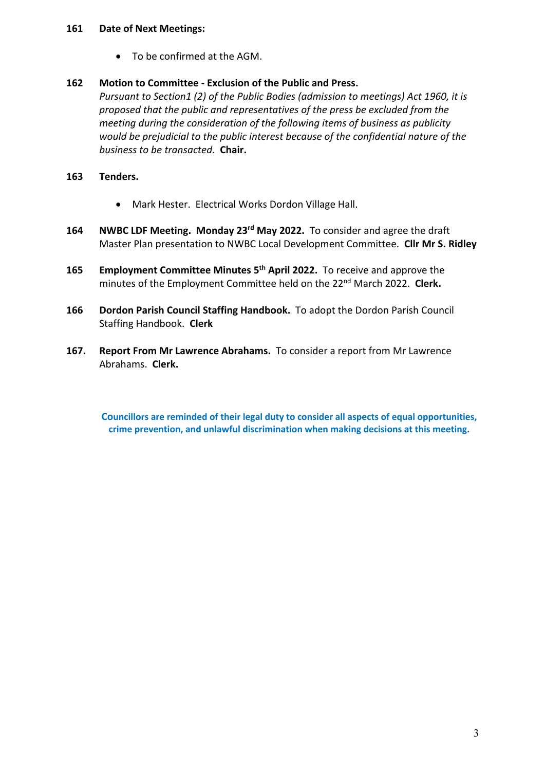**161 Date of Next Meetings:**

- To be confirmed at the AGM.

**162 Motion to Committee - Exclusion of the Public and Press.**

*Pursuant to Section1 (2) of the Public Bodies (admission to meetings) Act 1960, it is proposed that the public and representatives of the press be excluded from the meeting during the consideration of the following items of business as publicity would be prejudicial to the public interest because of the confidential nature of the business to be transacted.* **Chair.**

**163 Tenders.**

- Mark Hester. Electrical Works Dordon Village Hall.

**164 NWBC LDF Meeting. Monday 23rd May 2022.** To consider and agree the draft Master Plan presentation to NWBC Local Development Committee. **Cllr Mr S. Ridley**

**165 Employment Committee Minutes 5th April 2022.** To receive and approve the minutes of the Employment Committee held on the 22nd March 2022. **Clerk.**

**166 Dordon Parish Council Staffing Handbook.** To adopt the Dordon Parish Council Staffing Handbook. **Clerk**

**167. Report From Mr Lawrence Abrahams.** To consider a report from Mr Lawrence Abrahams. **Clerk.**

**Councillors are reminded of their legal duty to consider all aspects of equal opportunities, crime prevention, and unlawful discrimination when making decisions at this meeting.**